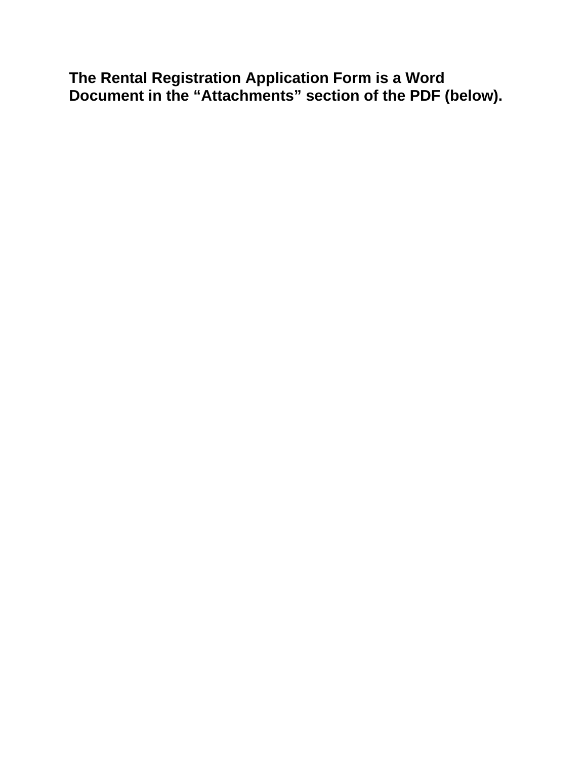**The Rental Registration Application Form is a Word Document in the “Attachments” section of the PDF (below).**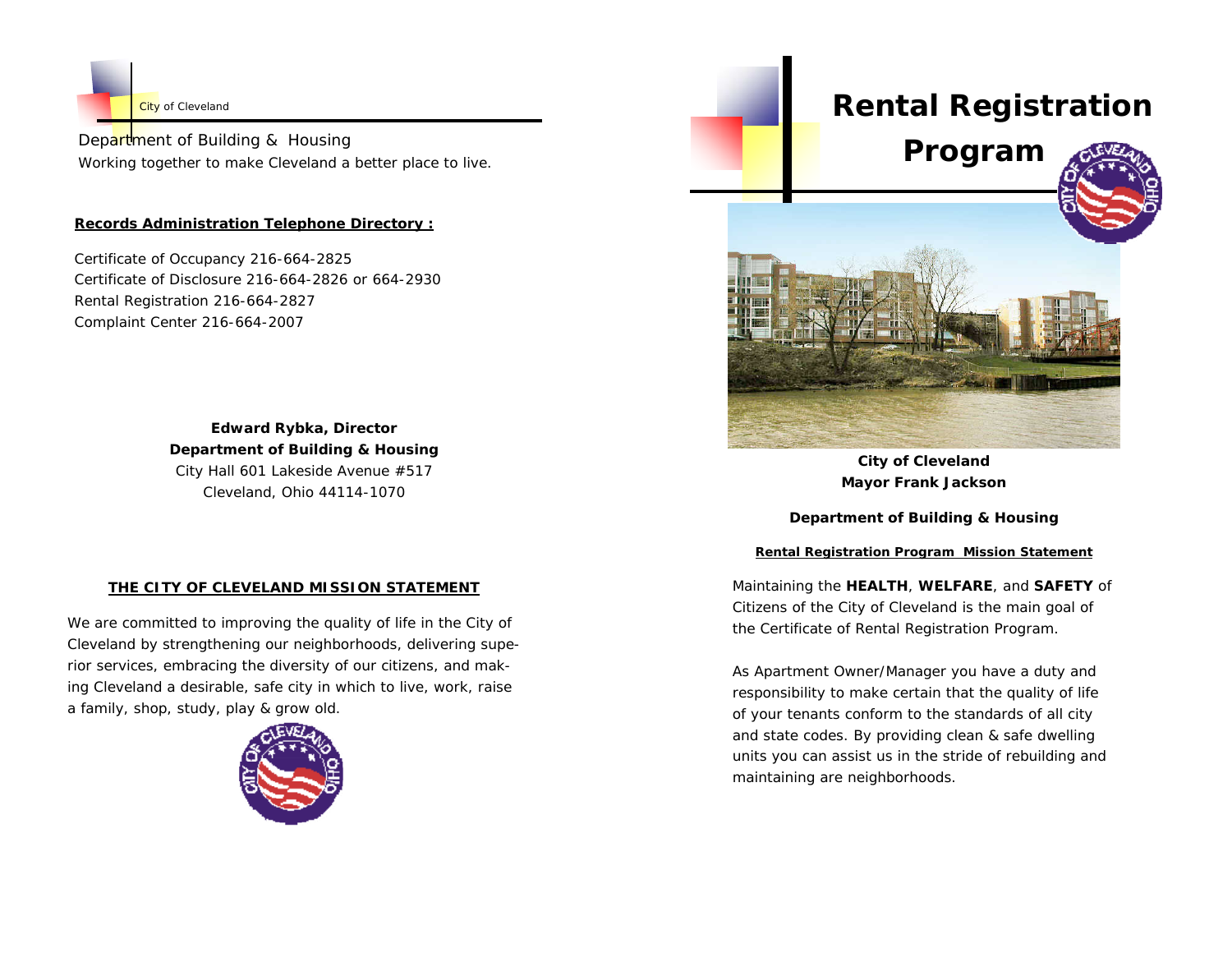City of Cleveland

Department of Building & Housing

Working together to make Cleveland a better place to live.

**Records Administration Telephone Directory :**

Certificate of Occupancy 216-664-2825
Certificate of Disclosure 216-664-2826 or 664-2930
Rental Registration 216-664-2827
Complaint Center 216-664-2007

**Edward Rybka, Director**
**Department of Building & Housing**
City Hall 601 Lakeside Avenue #517
Cleveland, Ohio 44114-1070

**THE CITY OF CLEVELAND MISSION STATEMENT**

We are committed to improving the quality of life in the City of Cleveland by strengthening our neighborhoods, delivering superior services, embracing the diversity of our citizens, and making Cleveland a desirable, safe city in which to live, work, raise a family, shop, study, play & grow old.

# Rental Registration Program

**City of Cleveland**
**Mayor Frank Jackson**

**Department of Building & Housing**

**Rental Registration Program Mission Statement**

Maintaining the **HEALTH**, **WELFARE**, and **SAFETY** of Citizens of the City of Cleveland is the main goal of the Certificate of Rental Registration Program.

As Apartment Owner/Manager you have a duty and responsibility to make certain that the quality of life of your tenants conform to the standards of all city and state codes. By providing clean & safe dwelling units you can assist us in the stride of rebuilding and maintaining are neighborhoods.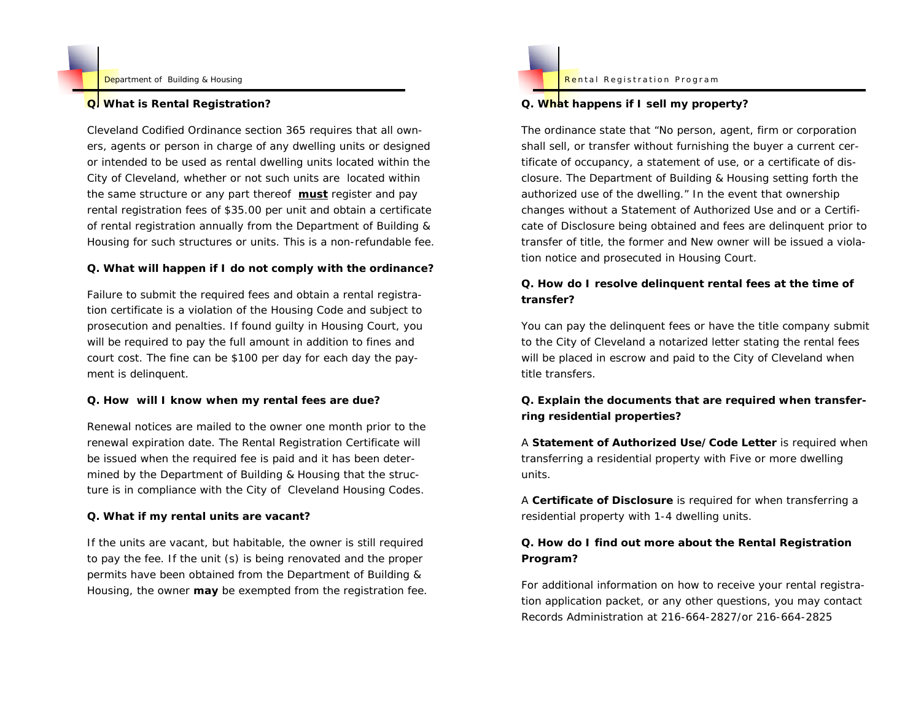**Q. What is Rental Registration?**

Cleveland Codified Ordinance section 365 requires that all owners, agents or person in charge of any dwelling units or designed or intended to be used as rental dwelling units located within the City of Cleveland, whether or not such units are located within the same structure or any part thereof **must** register and pay rental registration fees of $35.00 per unit and obtain a certificate of rental registration annually from the Department of Building & Housing for such structures or units. This is a non-refundable fee.

**Q. What will happen if I do not comply with the ordinance?**

Failure to submit the required fees and obtain a rental registration certificate is a violation of the Housing Code and subject to prosecution and penalties. If found guilty in Housing Court, you will be required to pay the full amount in addition to fines and court cost. The fine can be $100 per day for each day the payment is delinquent.

**Q. How will I know when my rental fees are due?**

Renewal notices are mailed to the owner one month prior to the renewal expiration date. The Rental Registration Certificate will be issued when the required fee is paid and it has been determined by the Department of Building & Housing that the structure is in compliance with the City of Cleveland Housing Codes.

**Q. What if my rental units are vacant?**

If the units are vacant, but habitable, the owner is still required to pay the fee. If the unit (s) is being renovated and the proper permits have been obtained from the Department of Building & Housing, the owner **may** be exempted from the registration fee.

**Q. What happens if I sell my property?**

The ordinance state that "No person, agent, firm or corporation shall sell, or transfer without furnishing the buyer a current certificate of occupancy, a statement of use, or a certificate of disclosure. The Department of Building & Housing setting forth the authorized use of the dwelling." In the event that ownership changes without a Statement of Authorized Use and or a Certificate of Disclosure being obtained and fees are delinquent prior to transfer of title, the former and New owner will be issued a violation notice and prosecuted in Housing Court.

**Q. How do I resolve delinquent rental fees at the time of transfer?**

You can pay the delinquent fees or have the title company submit to the City of Cleveland a notarized letter stating the rental fees will be placed in escrow and paid to the City of Cleveland when title transfers.

**Q. Explain the documents that are required when transferring residential properties?**

A **Statement of Authorized Use/Code Letter** is required when transferring a residential property with Five or more dwelling units.

A **Certificate of Disclosure** is required for when transferring a residential property with 1-4 dwelling units.

**Q. How do I find out more about the Rental Registration Program?**

For additional information on how to receive your rental registration application packet, or any other questions, you may contact Records Administration at 216-664-2827/or 216-664-2825